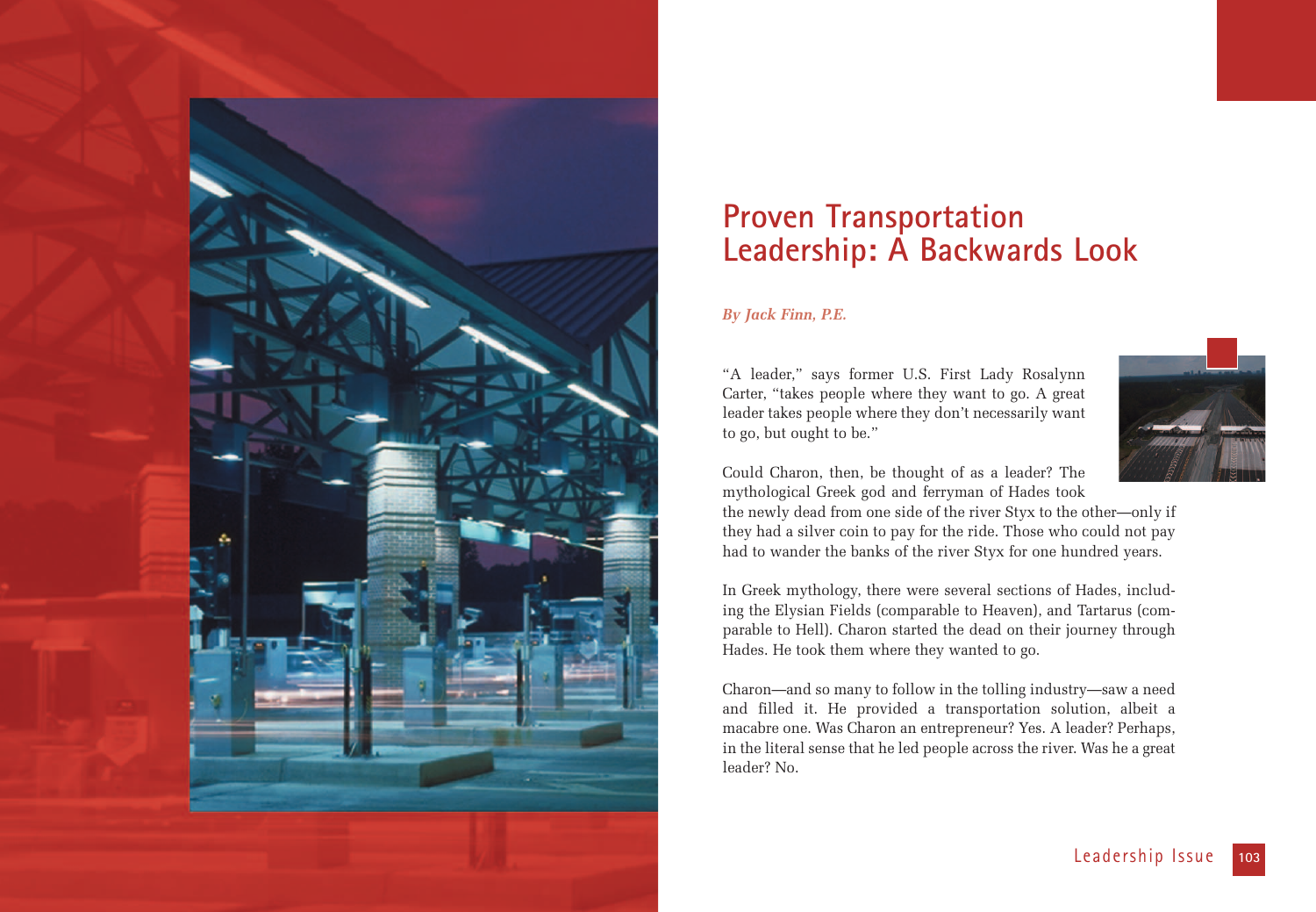# Proven Transportation Leadership: A Backwards Look

*By Jack Finn, P.E.*

"A leader," says former U.S. First Lady Rosalynn Carter, "takes people where they want to go. A great leader takes people where they don't necessarily want to go, but ought to be."

Could Charon, then, be thought of as a leader? The mythological Greek god and ferryman of Hades took the newly dead from one side of the river Styx to the other—only if they had a silver coin to pay for the ride. Those who could not pay had to wander the banks of the river Styx for one hundred years.

In Greek mythology, there were several sections of Hades, including the Elysian Fields (comparable to Heaven), and Tartarus (comparable to Hell). Charon started the dead on their journey through Hades. He took them where they wanted to go.

Charon—and so many to follow in the tolling industry—saw a need and filled it. He provided a transportation solution, albeit a macabre one. Was Charon an entrepreneur? Yes. A leader? Perhaps, in the literal sense that he led people across the river. Was he a great leader? No.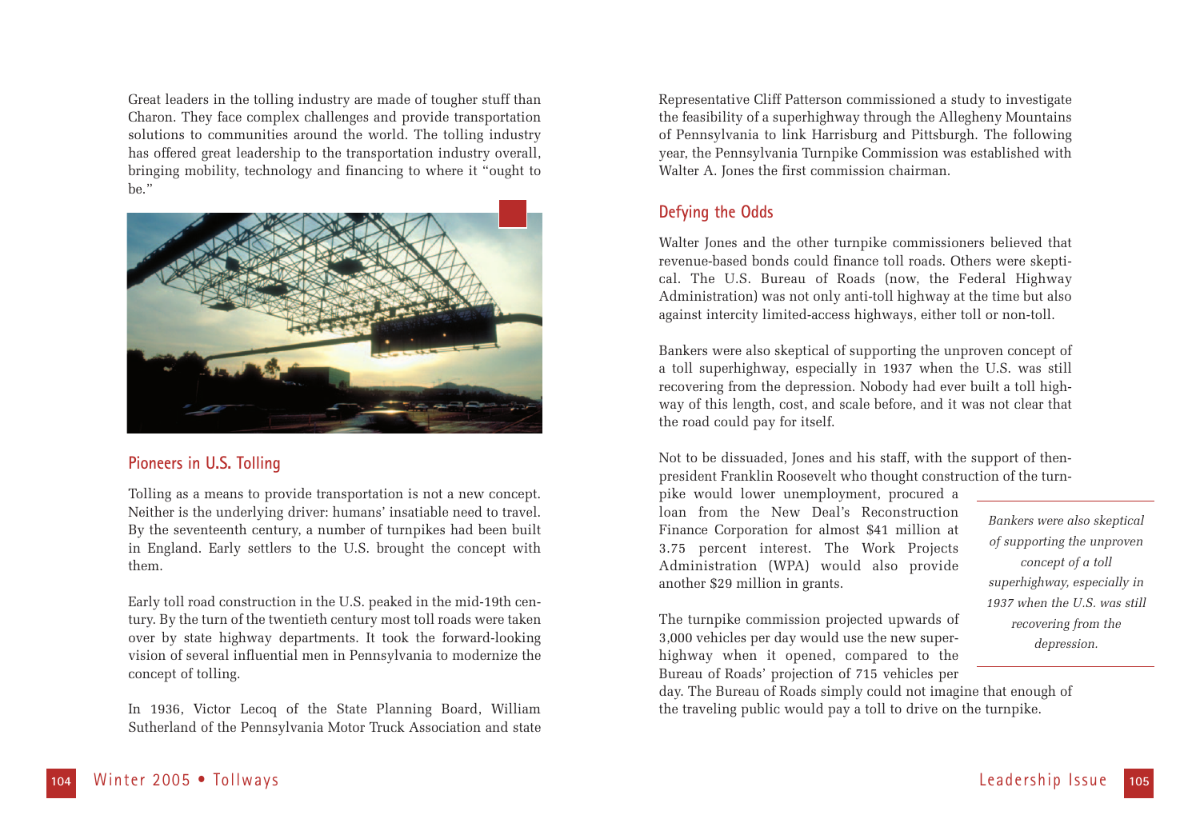Great leaders in the tolling industry are made of tougher stuff than Charon. They face complex challenges and provide transportation solutions to communities around the world. The tolling industry has offered great leadership to the transportation industry overall, bringing mobility, technology and financing to where it "ought to be."

## Pioneers in U.S. Tolling

Tolling as a means to provide transportation is not a new concept. Neither is the underlying driver: humans' insatiable need to travel. By the seventeenth century, a number of turnpikes had been built in England. Early settlers to the U.S. brought the concept with them.

Early toll road construction in the U.S. peaked in the mid-19th century. By the turn of the twentieth century most toll roads were taken over by state highway departments. It took the forward-looking vision of several influential men in Pennsylvania to modernize the concept of tolling.

In 1936, Victor Lecoq of the State Planning Board, William Sutherland of the Pennsylvania Motor Truck Association and state Representative Cliff Patterson commissioned a study to investigate the feasibility of a superhighway through the Allegheny Mountains of Pennsylvania to link Harrisburg and Pittsburgh. The following year, the Pennsylvania Turnpike Commission was established with Walter A. Jones the first commission chairman.

## Defying the Odds

Walter Jones and the other turnpike commissioners believed that revenue-based bonds could finance toll roads. Others were skeptical. The U.S. Bureau of Roads (now, the Federal Highway Administration) was not only anti-toll highway at the time but also against intercity limited-access highways, either toll or non-toll.

Bankers were also skeptical of supporting the unproven concept of a toll superhighway, especially in 1937 when the U.S. was still recovering from the depression. Nobody had ever built a toll highway of this length, cost, and scale before, and it was not clear that the road could pay for itself.

Not to be dissuaded, Jones and his staff, with the support of then-president Franklin Roosevelt who thought construction of the turnpike would lower unemployment, procured a loan from the New Deal's Reconstruction Finance Corporation for almost $41 million at 3.75 percent interest. The Work Projects Administration (WPA) would also provide another $29 million in grants.

*Bankers were also skeptical of supporting the unproven concept of a toll superhighway, especially in 1937 when the U.S. was still recovering from the depression.*

The turnpike commission projected upwards of 3,000 vehicles per day would use the new superhighway when it opened, compared to the Bureau of Roads' projection of 715 vehicles per day. The Bureau of Roads simply could not imagine that enough of the traveling public would pay a toll to drive on the turnpike.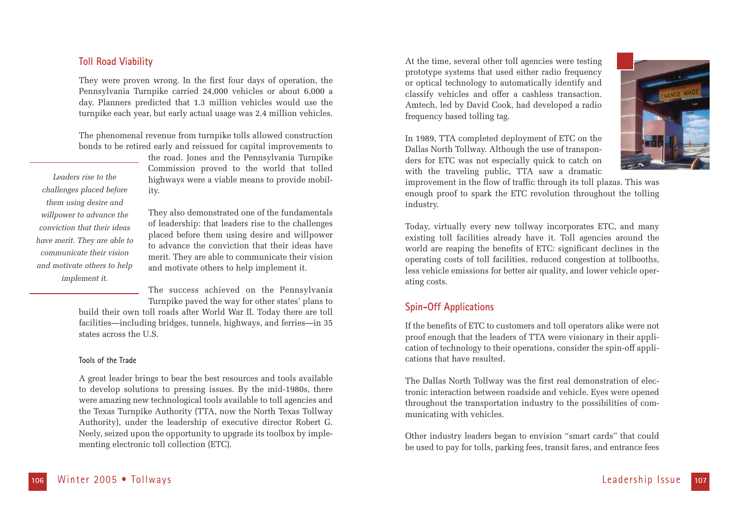## Toll Road Viability

They were proven wrong. In the first four days of operation, the Pennsylvania Turnpike carried 24,000 vehicles or about 6,000 a day. Planners predicted that 1.3 million vehicles would use the turnpike each year, but early actual usage was 2.4 million vehicles.

The phenomenal revenue from turnpike tolls allowed construction bonds to be retired early and reissued for capital improvements to the road. Jones and the Pennsylvania Turnpike Commission proved to the world that tolled highways were a viable means to provide mobility.

*Leaders rise to the challenges placed before them using desire and willpower to advance the conviction that their ideas have merit. They are able to communicate their vision and motivate others to help implement it.*

They also demonstrated one of the fundamentals of leadership: that leaders rise to the challenges placed before them using desire and willpower to advance the conviction that their ideas have merit. They are able to communicate their vision and motivate others to help implement it.

The success achieved on the Pennsylvania Turnpike paved the way for other states' plans to build their own toll roads after World War II. Today there are toll facilities—including bridges, tunnels, highways, and ferries—in 35 states across the U.S.

### Tools of the Trade

A great leader brings to bear the best resources and tools available to develop solutions to pressing issues. By the mid-1980s, there were amazing new technological tools available to toll agencies and the Texas Turnpike Authority (TTA, now the North Texas Tollway Authority), under the leadership of executive director Robert G. Neely, seized upon the opportunity to upgrade its toolbox by implementing electronic toll collection (ETC).

At the time, several other toll agencies were testing prototype systems that used either radio frequency or optical technology to automatically identify and classify vehicles and offer a cashless transaction. Amtech, led by David Cook, had developed a radio frequency based tolling tag.

In 1989, TTA completed deployment of ETC on the Dallas North Tollway. Although the use of transponders for ETC was not especially quick to catch on with the traveling public, TTA saw a dramatic improvement in the flow of traffic through its toll plazas. This was enough proof to spark the ETC revolution throughout the tolling industry.

Today, virtually every new tollway incorporates ETC, and many existing toll facilities already have it. Toll agencies around the world are reaping the benefits of ETC: significant declines in the operating costs of toll facilities, reduced congestion at tollbooths, less vehicle emissions for better air quality, and lower vehicle operating costs.

## Spin-Off Applications

If the benefits of ETC to customers and toll operators alike were not proof enough that the leaders of TTA were visionary in their application of technology to their operations, consider the spin-off applications that have resulted.

The Dallas North Tollway was the first real demonstration of electronic interaction between roadside and vehicle. Eyes were opened throughout the transportation industry to the possibilities of communicating with vehicles.

Other industry leaders began to envision "smart cards" that could be used to pay for tolls, parking fees, transit fares, and entrance fees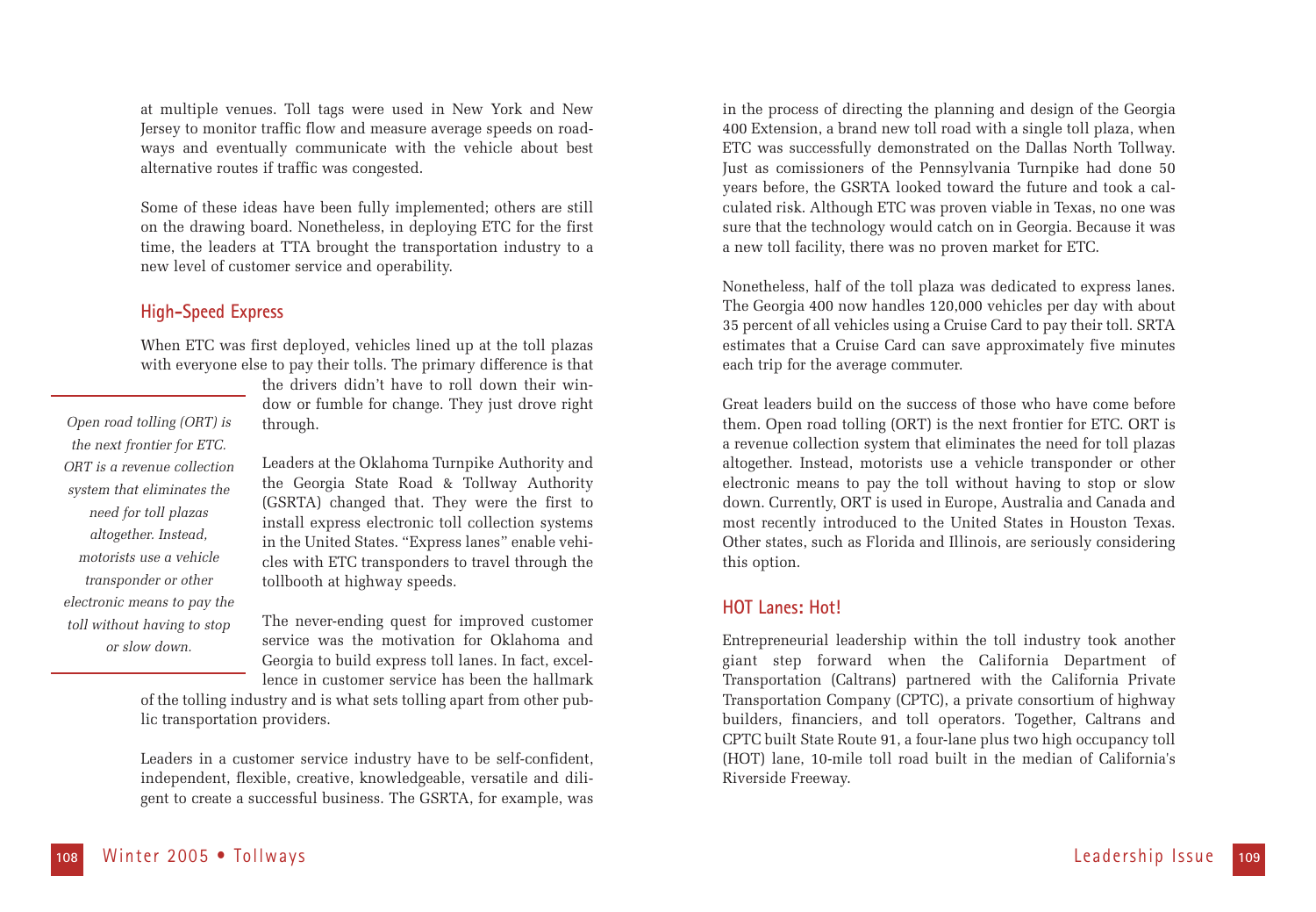at multiple venues. Toll tags were used in New York and New Jersey to monitor traffic flow and measure average speeds on roadways and eventually communicate with the vehicle about best alternative routes if traffic was congested.

Some of these ideas have been fully implemented; others are still on the drawing board. Nonetheless, in deploying ETC for the first time, the leaders at TTA brought the transportation industry to a new level of customer service and operability.

## High-Speed Express

When ETC was first deployed, vehicles lined up at the toll plazas with everyone else to pay their tolls. The primary difference is that the drivers didn't have to roll down their window or fumble for change. They just drove right through.

*Open road tolling (ORT) is the next frontier for ETC. ORT is a revenue collection system that eliminates the need for toll plazas altogether. Instead, motorists use a vehicle transponder or other electronic means to pay the toll without having to stop or slow down.*

Leaders at the Oklahoma Turnpike Authority and the Georgia State Road & Tollway Authority (GSRTA) changed that. They were the first to install express electronic toll collection systems in the United States. "Express lanes" enable vehicles with ETC transponders to travel through the tollbooth at highway speeds.

The never-ending quest for improved customer service was the motivation for Oklahoma and Georgia to build express toll lanes. In fact, excellence in customer service has been the hallmark of the tolling industry and is what sets tolling apart from other public transportation providers.

Leaders in a customer service industry have to be self-confident, independent, flexible, creative, knowledgeable, versatile and diligent to create a successful business. The GSRTA, for example, was in the process of directing the planning and design of the Georgia 400 Extension, a brand new toll road with a single toll plaza, when ETC was successfully demonstrated on the Dallas North Tollway. Just as comissioners of the Pennsylvania Turnpike had done 50 years before, the GSRTA looked toward the future and took a calculated risk. Although ETC was proven viable in Texas, no one was sure that the technology would catch on in Georgia. Because it was a new toll facility, there was no proven market for ETC.

Nonetheless, half of the toll plaza was dedicated to express lanes. The Georgia 400 now handles 120,000 vehicles per day with about 35 percent of all vehicles using a Cruise Card to pay their toll. SRTA estimates that a Cruise Card can save approximately five minutes each trip for the average commuter.

Great leaders build on the success of those who have come before them. Open road tolling (ORT) is the next frontier for ETC. ORT is a revenue collection system that eliminates the need for toll plazas altogether. Instead, motorists use a vehicle transponder or other electronic means to pay the toll without having to stop or slow down. Currently, ORT is used in Europe, Australia and Canada and most recently introduced to the United States in Houston Texas. Other states, such as Florida and Illinois, are seriously considering this option.

## HOT Lanes: Hot!

Entrepreneurial leadership within the toll industry took another giant step forward when the California Department of Transportation (Caltrans) partnered with the California Private Transportation Company (CPTC), a private consortium of highway builders, financiers, and toll operators. Together, Caltrans and CPTC built State Route 91, a four-lane plus two high occupancy toll (HOT) lane, 10-mile toll road built in the median of California's Riverside Freeway.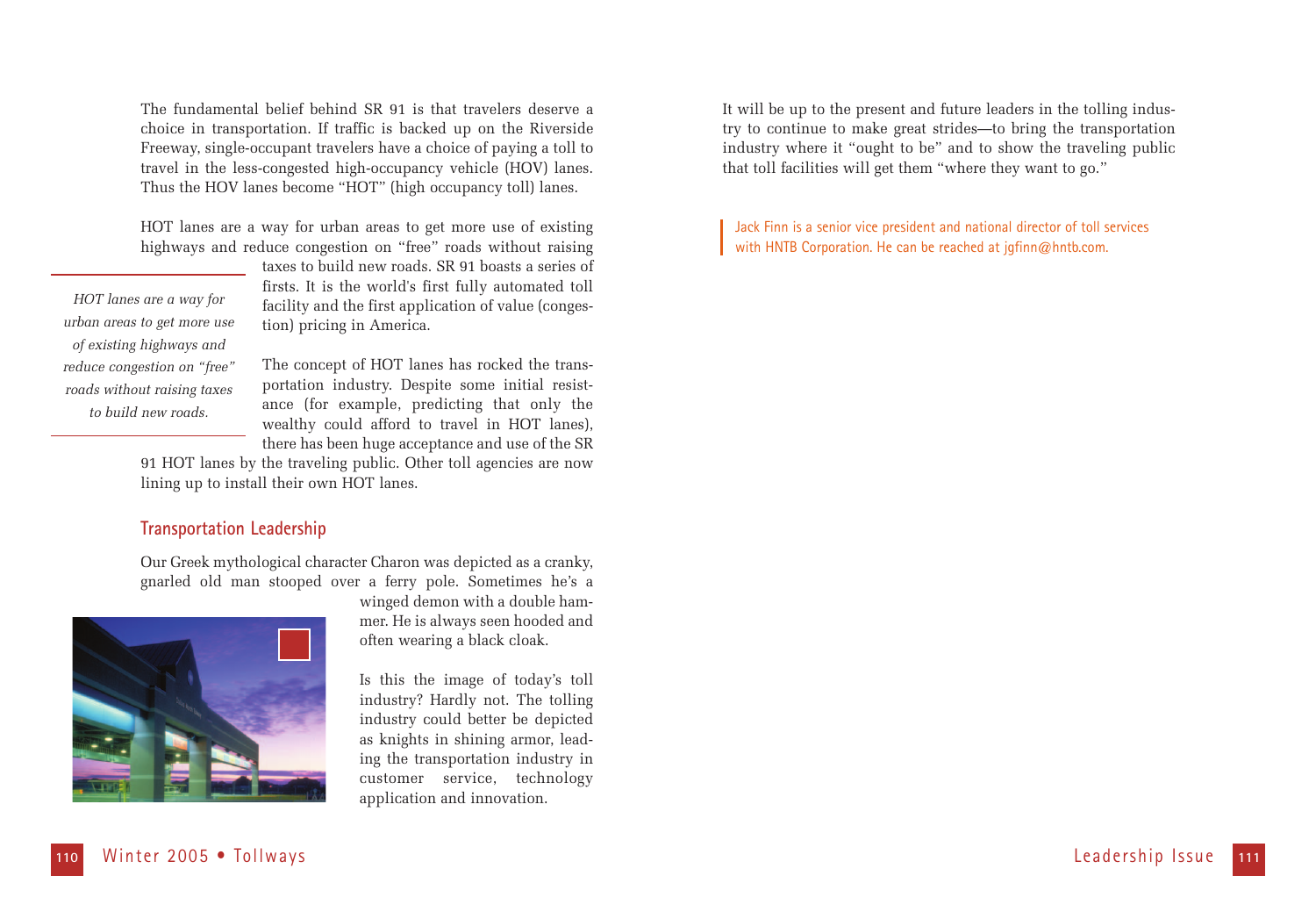The fundamental belief behind SR 91 is that travelers deserve a choice in transportation. If traffic is backed up on the Riverside Freeway, single-occupant travelers have a choice of paying a toll to travel in the less-congested high-occupancy vehicle (HOV) lanes. Thus the HOV lanes become "HOT" (high occupancy toll) lanes.

HOT lanes are a way for urban areas to get more use of existing highways and reduce congestion on "free" roads without raising taxes to build new roads. SR 91 boasts a series of firsts. It is the world's first fully automated toll facility and the first application of value (congestion) pricing in America.

*HOT lanes are a way for urban areas to get more use of existing highways and reduce congestion on "free" roads without raising taxes to build new roads.*

The concept of HOT lanes has rocked the transportation industry. Despite some initial resistance (for example, predicting that only the wealthy could afford to travel in HOT lanes), there has been huge acceptance and use of the SR 91 HOT lanes by the traveling public. Other toll agencies are now lining up to install their own HOT lanes.

## Transportation Leadership

Our Greek mythological character Charon was depicted as a cranky, gnarled old man stooped over a ferry pole. Sometimes he's a winged demon with a double hammer. He is always seen hooded and often wearing a black cloak.

Is this the image of today's toll industry? Hardly not. The tolling industry could better be depicted as knights in shining armor, leading the transportation industry in customer service, technology application and innovation.

It will be up to the present and future leaders in the tolling industry to continue to make great strides—to bring the transportation industry where it "ought to be" and to show the traveling public that toll facilities will get them "where they want to go."

Jack Finn is a senior vice president and national director of toll services with HNTB Corporation. He can be reached at jgfinn@hntb.com.